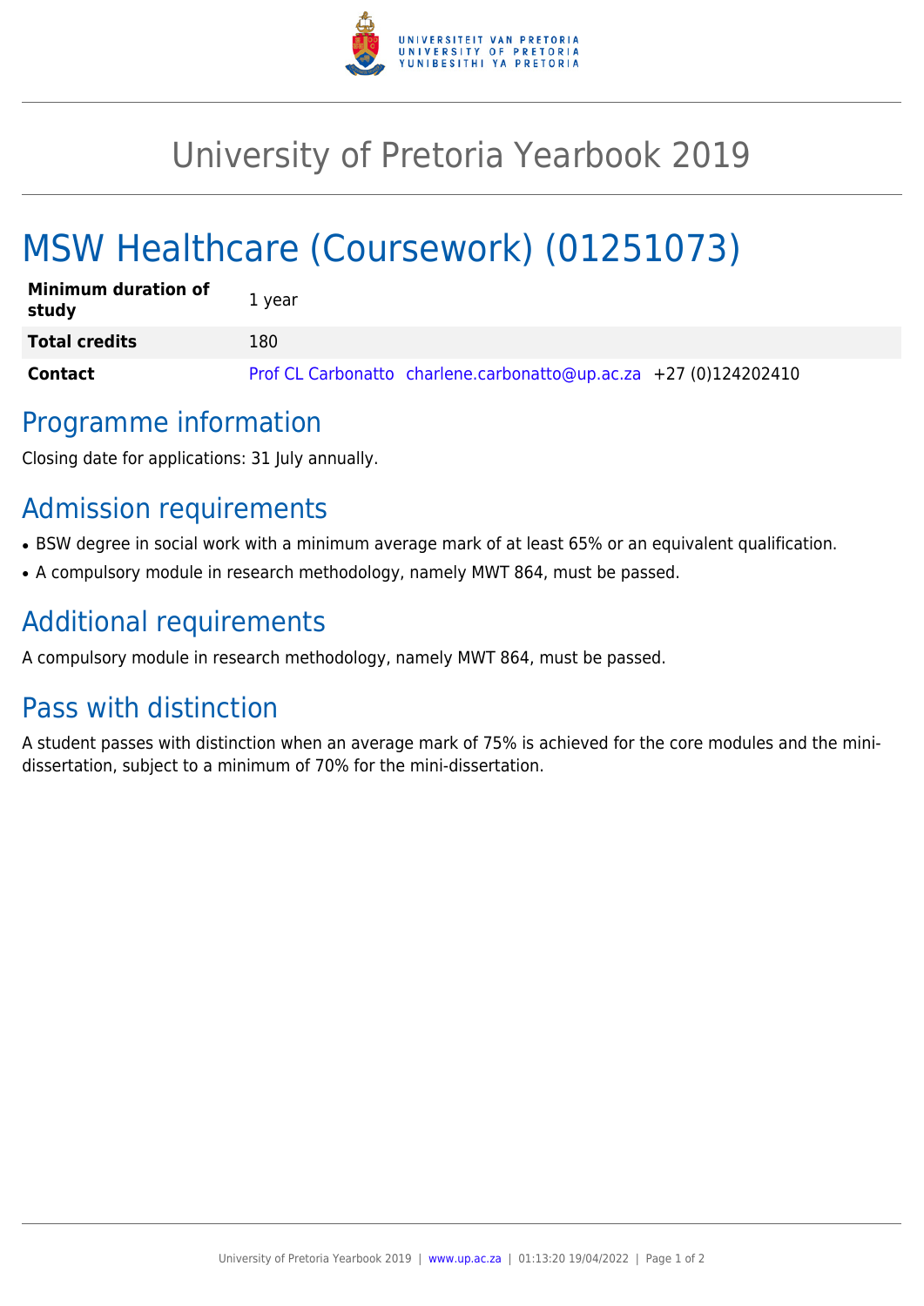# University of Pretoria Yearbook 2019

# MSW Healthcare (Coursework) (01251073)

| **Minimum duration of study** | 1 year |
|---|---|
| **Total credits** | 180 |
| **Contact** | Prof CL Carbonatto charlene.carbonatto@up.ac.za +27 (0)124202410 |

## Programme information

Closing date for applications: 31 July annually.

## Admission requirements

- BSW degree in social work with a minimum average mark of at least 65% or an equivalent qualification.
- A compulsory module in research methodology, namely MWT 864, must be passed.

## Additional requirements

A compulsory module in research methodology, namely MWT 864, must be passed.

## Pass with distinction

A student passes with distinction when an average mark of 75% is achieved for the core modules and the mini-dissertation, subject to a minimum of 70% for the mini-dissertation.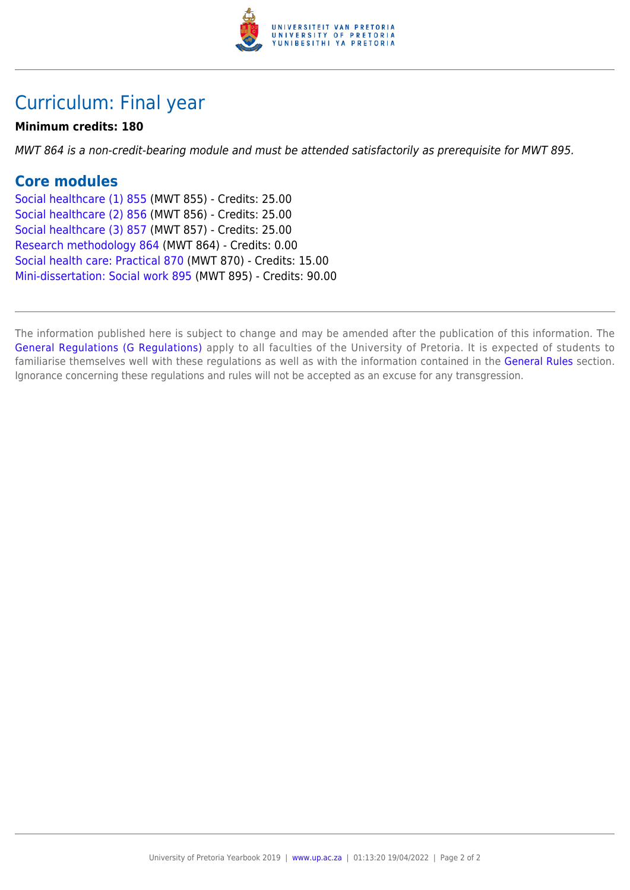# Curriculum: Final year

**Minimum credits: 180**

*MWT 864 is a non-credit-bearing module and must be attended satisfactorily as prerequisite for MWT 895.*

## Core modules

Social healthcare (1) 855 (MWT 855) - Credits: 25.00
Social healthcare (2) 856 (MWT 856) - Credits: 25.00
Social healthcare (3) 857 (MWT 857) - Credits: 25.00
Research methodology 864 (MWT 864) - Credits: 0.00
Social health care: Practical 870 (MWT 870) - Credits: 15.00
Mini-dissertation: Social work 895 (MWT 895) - Credits: 90.00

The information published here is subject to change and may be amended after the publication of this information. The General Regulations (G Regulations) apply to all faculties of the University of Pretoria. It is expected of students to familiarise themselves well with these regulations as well as with the information contained in the General Rules section. Ignorance concerning these regulations and rules will not be accepted as an excuse for any transgression.